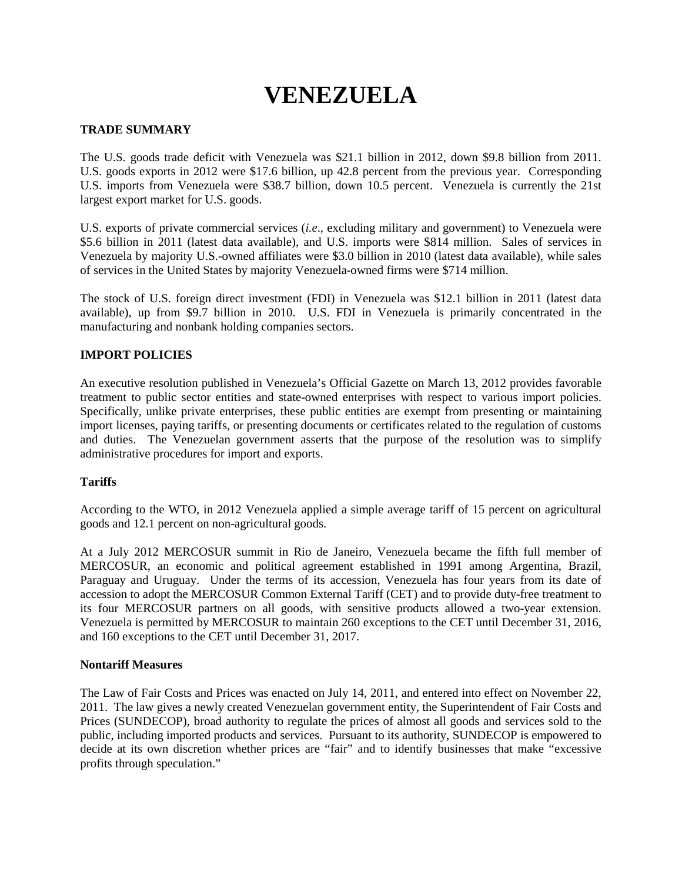# VENEZUELA

## TRADE SUMMARY

The U.S. goods trade deficit with Venezuela was $21.1 billion in 2012, down $9.8 billion from 2011. U.S. goods exports in 2012 were $17.6 billion, up 42.8 percent from the previous year. Corresponding U.S. imports from Venezuela were $38.7 billion, down 10.5 percent. Venezuela is currently the 21st largest export market for U.S. goods.

U.S. exports of private commercial services (*i.e*., excluding military and government) to Venezuela were $5.6 billion in 2011 (latest data available), and U.S. imports were $814 million. Sales of services in Venezuela by majority U.S.-owned affiliates were $3.0 billion in 2010 (latest data available), while sales of services in the United States by majority Venezuela-owned firms were $714 million.

The stock of U.S. foreign direct investment (FDI) in Venezuela was $12.1 billion in 2011 (latest data available), up from $9.7 billion in 2010. U.S. FDI in Venezuela is primarily concentrated in the manufacturing and nonbank holding companies sectors.

## IMPORT POLICIES

An executive resolution published in Venezuela's Official Gazette on March 13, 2012 provides favorable treatment to public sector entities and state-owned enterprises with respect to various import policies. Specifically, unlike private enterprises, these public entities are exempt from presenting or maintaining import licenses, paying tariffs, or presenting documents or certificates related to the regulation of customs and duties. The Venezuelan government asserts that the purpose of the resolution was to simplify administrative procedures for import and exports.

### Tariffs

According to the WTO, in 2012 Venezuela applied a simple average tariff of 15 percent on agricultural goods and 12.1 percent on non-agricultural goods.

At a July 2012 MERCOSUR summit in Rio de Janeiro, Venezuela became the fifth full member of MERCOSUR, an economic and political agreement established in 1991 among Argentina, Brazil, Paraguay and Uruguay. Under the terms of its accession, Venezuela has four years from its date of accession to adopt the MERCOSUR Common External Tariff (CET) and to provide duty-free treatment to its four MERCOSUR partners on all goods, with sensitive products allowed a two-year extension. Venezuela is permitted by MERCOSUR to maintain 260 exceptions to the CET until December 31, 2016, and 160 exceptions to the CET until December 31, 2017.

### Nontariff Measures

The Law of Fair Costs and Prices was enacted on July 14, 2011, and entered into effect on November 22, 2011. The law gives a newly created Venezuelan government entity, the Superintendent of Fair Costs and Prices (SUNDECOP), broad authority to regulate the prices of almost all goods and services sold to the public, including imported products and services. Pursuant to its authority, SUNDECOP is empowered to decide at its own discretion whether prices are "fair" and to identify businesses that make "excessive profits through speculation."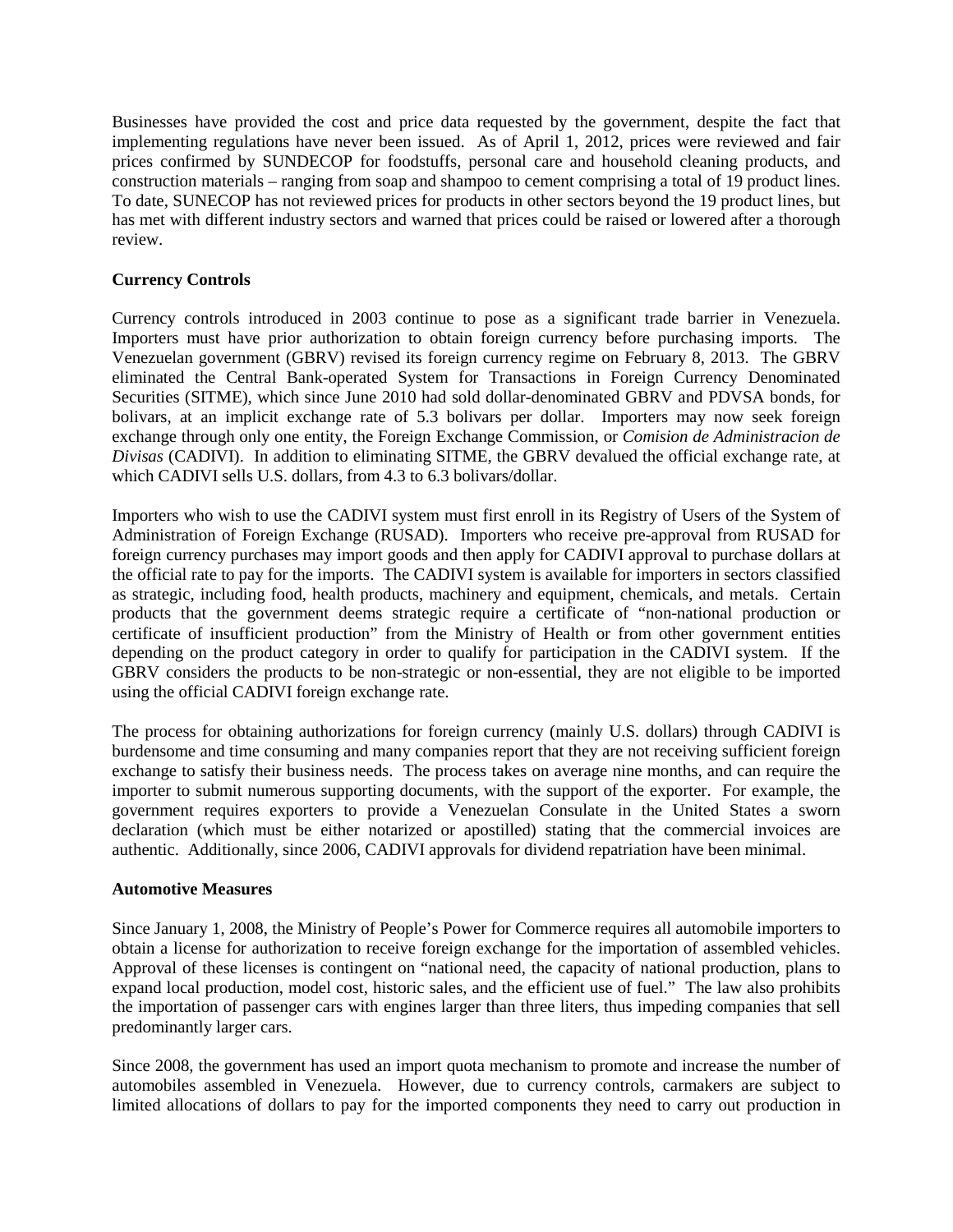Businesses have provided the cost and price data requested by the government, despite the fact that implementing regulations have never been issued. As of April 1, 2012, prices were reviewed and fair prices confirmed by SUNDECOP for foodstuffs, personal care and household cleaning products, and construction materials – ranging from soap and shampoo to cement comprising a total of 19 product lines. To date, SUNECOP has not reviewed prices for products in other sectors beyond the 19 product lines, but has met with different industry sectors and warned that prices could be raised or lowered after a thorough review.

**Currency Controls**

Currency controls introduced in 2003 continue to pose as a significant trade barrier in Venezuela. Importers must have prior authorization to obtain foreign currency before purchasing imports. The Venezuelan government (GBRV) revised its foreign currency regime on February 8, 2013. The GBRV eliminated the Central Bank-operated System for Transactions in Foreign Currency Denominated Securities (SITME), which since June 2010 had sold dollar-denominated GBRV and PDVSA bonds, for bolivars, at an implicit exchange rate of 5.3 bolivars per dollar. Importers may now seek foreign exchange through only one entity, the Foreign Exchange Commission, or *Comision de Administracion de Divisas* (CADIVI). In addition to eliminating SITME, the GBRV devalued the official exchange rate, at which CADIVI sells U.S. dollars, from 4.3 to 6.3 bolivars/dollar.

Importers who wish to use the CADIVI system must first enroll in its Registry of Users of the System of Administration of Foreign Exchange (RUSAD). Importers who receive pre-approval from RUSAD for foreign currency purchases may import goods and then apply for CADIVI approval to purchase dollars at the official rate to pay for the imports. The CADIVI system is available for importers in sectors classified as strategic, including food, health products, machinery and equipment, chemicals, and metals. Certain products that the government deems strategic require a certificate of "non-national production or certificate of insufficient production" from the Ministry of Health or from other government entities depending on the product category in order to qualify for participation in the CADIVI system. If the GBRV considers the products to be non-strategic or non-essential, they are not eligible to be imported using the official CADIVI foreign exchange rate.

The process for obtaining authorizations for foreign currency (mainly U.S. dollars) through CADIVI is burdensome and time consuming and many companies report that they are not receiving sufficient foreign exchange to satisfy their business needs. The process takes on average nine months, and can require the importer to submit numerous supporting documents, with the support of the exporter. For example, the government requires exporters to provide a Venezuelan Consulate in the United States a sworn declaration (which must be either notarized or apostilled) stating that the commercial invoices are authentic. Additionally, since 2006, CADIVI approvals for dividend repatriation have been minimal.

**Automotive Measures**

Since January 1, 2008, the Ministry of People's Power for Commerce requires all automobile importers to obtain a license for authorization to receive foreign exchange for the importation of assembled vehicles. Approval of these licenses is contingent on "national need, the capacity of national production, plans to expand local production, model cost, historic sales, and the efficient use of fuel." The law also prohibits the importation of passenger cars with engines larger than three liters, thus impeding companies that sell predominantly larger cars.

Since 2008, the government has used an import quota mechanism to promote and increase the number of automobiles assembled in Venezuela. However, due to currency controls, carmakers are subject to limited allocations of dollars to pay for the imported components they need to carry out production in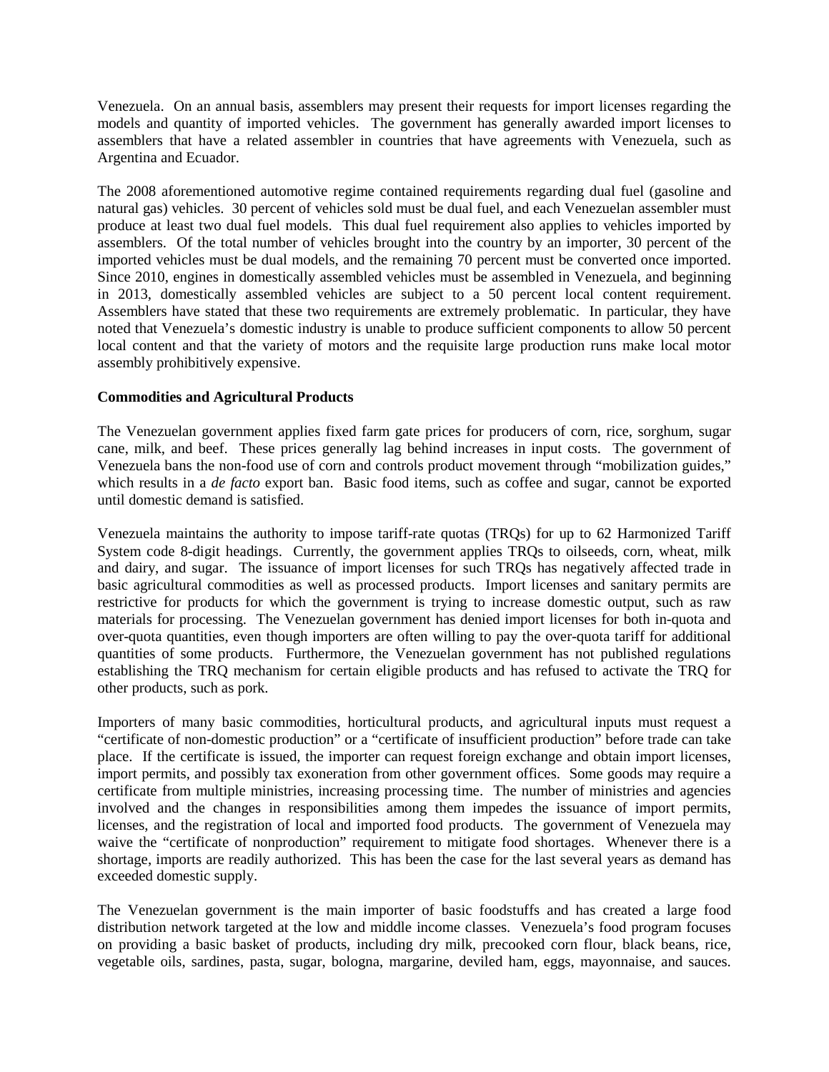Venezuela. On an annual basis, assemblers may present their requests for import licenses regarding the models and quantity of imported vehicles. The government has generally awarded import licenses to assemblers that have a related assembler in countries that have agreements with Venezuela, such as Argentina and Ecuador.

The 2008 aforementioned automotive regime contained requirements regarding dual fuel (gasoline and natural gas) vehicles. 30 percent of vehicles sold must be dual fuel, and each Venezuelan assembler must produce at least two dual fuel models. This dual fuel requirement also applies to vehicles imported by assemblers. Of the total number of vehicles brought into the country by an importer, 30 percent of the imported vehicles must be dual models, and the remaining 70 percent must be converted once imported. Since 2010, engines in domestically assembled vehicles must be assembled in Venezuela, and beginning in 2013, domestically assembled vehicles are subject to a 50 percent local content requirement. Assemblers have stated that these two requirements are extremely problematic. In particular, they have noted that Venezuela's domestic industry is unable to produce sufficient components to allow 50 percent local content and that the variety of motors and the requisite large production runs make local motor assembly prohibitively expensive.

**Commodities and Agricultural Products**

The Venezuelan government applies fixed farm gate prices for producers of corn, rice, sorghum, sugar cane, milk, and beef. These prices generally lag behind increases in input costs. The government of Venezuela bans the non-food use of corn and controls product movement through "mobilization guides," which results in a *de facto* export ban. Basic food items, such as coffee and sugar, cannot be exported until domestic demand is satisfied.

Venezuela maintains the authority to impose tariff-rate quotas (TRQs) for up to 62 Harmonized Tariff System code 8-digit headings. Currently, the government applies TRQs to oilseeds, corn, wheat, milk and dairy, and sugar. The issuance of import licenses for such TRQs has negatively affected trade in basic agricultural commodities as well as processed products. Import licenses and sanitary permits are restrictive for products for which the government is trying to increase domestic output, such as raw materials for processing. The Venezuelan government has denied import licenses for both in-quota and over-quota quantities, even though importers are often willing to pay the over-quota tariff for additional quantities of some products. Furthermore, the Venezuelan government has not published regulations establishing the TRQ mechanism for certain eligible products and has refused to activate the TRQ for other products, such as pork.

Importers of many basic commodities, horticultural products, and agricultural inputs must request a "certificate of non-domestic production" or a "certificate of insufficient production" before trade can take place. If the certificate is issued, the importer can request foreign exchange and obtain import licenses, import permits, and possibly tax exoneration from other government offices. Some goods may require a certificate from multiple ministries, increasing processing time. The number of ministries and agencies involved and the changes in responsibilities among them impedes the issuance of import permits, licenses, and the registration of local and imported food products. The government of Venezuela may waive the "certificate of nonproduction" requirement to mitigate food shortages. Whenever there is a shortage, imports are readily authorized. This has been the case for the last several years as demand has exceeded domestic supply.

The Venezuelan government is the main importer of basic foodstuffs and has created a large food distribution network targeted at the low and middle income classes. Venezuela's food program focuses on providing a basic basket of products, including dry milk, precooked corn flour, black beans, rice, vegetable oils, sardines, pasta, sugar, bologna, margarine, deviled ham, eggs, mayonnaise, and sauces.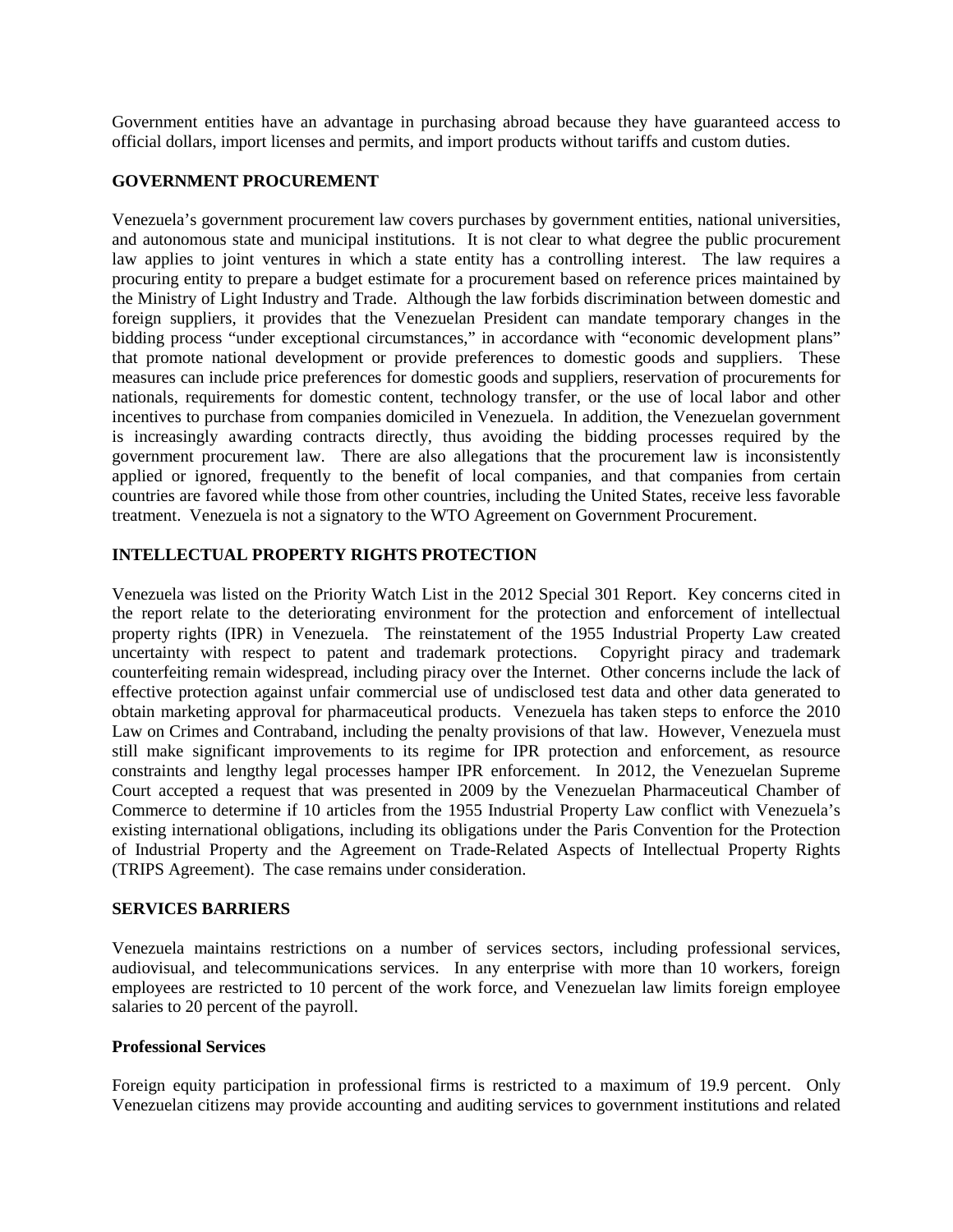Government entities have an advantage in purchasing abroad because they have guaranteed access to official dollars, import licenses and permits, and import products without tariffs and custom duties.

## GOVERNMENT PROCUREMENT

Venezuela's government procurement law covers purchases by government entities, national universities, and autonomous state and municipal institutions. It is not clear to what degree the public procurement law applies to joint ventures in which a state entity has a controlling interest. The law requires a procuring entity to prepare a budget estimate for a procurement based on reference prices maintained by the Ministry of Light Industry and Trade. Although the law forbids discrimination between domestic and foreign suppliers, it provides that the Venezuelan President can mandate temporary changes in the bidding process "under exceptional circumstances," in accordance with "economic development plans" that promote national development or provide preferences to domestic goods and suppliers. These measures can include price preferences for domestic goods and suppliers, reservation of procurements for nationals, requirements for domestic content, technology transfer, or the use of local labor and other incentives to purchase from companies domiciled in Venezuela. In addition, the Venezuelan government is increasingly awarding contracts directly, thus avoiding the bidding processes required by the government procurement law. There are also allegations that the procurement law is inconsistently applied or ignored, frequently to the benefit of local companies, and that companies from certain countries are favored while those from other countries, including the United States, receive less favorable treatment. Venezuela is not a signatory to the WTO Agreement on Government Procurement.

## INTELLECTUAL PROPERTY RIGHTS PROTECTION

Venezuela was listed on the Priority Watch List in the 2012 Special 301 Report. Key concerns cited in the report relate to the deteriorating environment for the protection and enforcement of intellectual property rights (IPR) in Venezuela. The reinstatement of the 1955 Industrial Property Law created uncertainty with respect to patent and trademark protections. Copyright piracy and trademark counterfeiting remain widespread, including piracy over the Internet. Other concerns include the lack of effective protection against unfair commercial use of undisclosed test data and other data generated to obtain marketing approval for pharmaceutical products. Venezuela has taken steps to enforce the 2010 Law on Crimes and Contraband, including the penalty provisions of that law. However, Venezuela must still make significant improvements to its regime for IPR protection and enforcement, as resource constraints and lengthy legal processes hamper IPR enforcement. In 2012, the Venezuelan Supreme Court accepted a request that was presented in 2009 by the Venezuelan Pharmaceutical Chamber of Commerce to determine if 10 articles from the 1955 Industrial Property Law conflict with Venezuela's existing international obligations, including its obligations under the Paris Convention for the Protection of Industrial Property and the Agreement on Trade-Related Aspects of Intellectual Property Rights (TRIPS Agreement). The case remains under consideration.

## SERVICES BARRIERS

Venezuela maintains restrictions on a number of services sectors, including professional services, audiovisual, and telecommunications services. In any enterprise with more than 10 workers, foreign employees are restricted to 10 percent of the work force, and Venezuelan law limits foreign employee salaries to 20 percent of the payroll.

### Professional Services

Foreign equity participation in professional firms is restricted to a maximum of 19.9 percent. Only Venezuelan citizens may provide accounting and auditing services to government institutions and related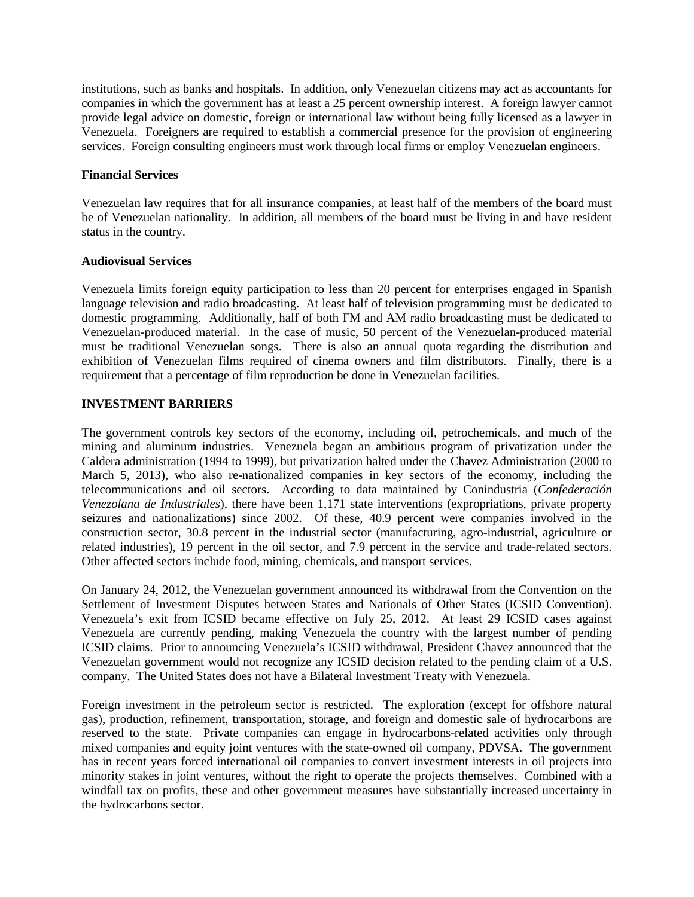institutions, such as banks and hospitals. In addition, only Venezuelan citizens may act as accountants for companies in which the government has at least a 25 percent ownership interest. A foreign lawyer cannot provide legal advice on domestic, foreign or international law without being fully licensed as a lawyer in Venezuela. Foreigners are required to establish a commercial presence for the provision of engineering services. Foreign consulting engineers must work through local firms or employ Venezuelan engineers.

**Financial Services**

Venezuelan law requires that for all insurance companies, at least half of the members of the board must be of Venezuelan nationality. In addition, all members of the board must be living in and have resident status in the country.

**Audiovisual Services**

Venezuela limits foreign equity participation to less than 20 percent for enterprises engaged in Spanish language television and radio broadcasting. At least half of television programming must be dedicated to domestic programming. Additionally, half of both FM and AM radio broadcasting must be dedicated to Venezuelan-produced material. In the case of music, 50 percent of the Venezuelan-produced material must be traditional Venezuelan songs. There is also an annual quota regarding the distribution and exhibition of Venezuelan films required of cinema owners and film distributors. Finally, there is a requirement that a percentage of film reproduction be done in Venezuelan facilities.

## INVESTMENT BARRIERS

The government controls key sectors of the economy, including oil, petrochemicals, and much of the mining and aluminum industries. Venezuela began an ambitious program of privatization under the Caldera administration (1994 to 1999), but privatization halted under the Chavez Administration (2000 to March 5, 2013), who also re-nationalized companies in key sectors of the economy, including the telecommunications and oil sectors. According to data maintained by Conindustria (*Confederación Venezolana de Industriales*), there have been 1,171 state interventions (expropriations, private property seizures and nationalizations) since 2002. Of these, 40.9 percent were companies involved in the construction sector, 30.8 percent in the industrial sector (manufacturing, agro-industrial, agriculture or related industries), 19 percent in the oil sector, and 7.9 percent in the service and trade-related sectors. Other affected sectors include food, mining, chemicals, and transport services.

On January 24, 2012, the Venezuelan government announced its withdrawal from the Convention on the Settlement of Investment Disputes between States and Nationals of Other States (ICSID Convention). Venezuela's exit from ICSID became effective on July 25, 2012. At least 29 ICSID cases against Venezuela are currently pending, making Venezuela the country with the largest number of pending ICSID claims. Prior to announcing Venezuela's ICSID withdrawal, President Chavez announced that the Venezuelan government would not recognize any ICSID decision related to the pending claim of a U.S. company. The United States does not have a Bilateral Investment Treaty with Venezuela.

Foreign investment in the petroleum sector is restricted. The exploration (except for offshore natural gas), production, refinement, transportation, storage, and foreign and domestic sale of hydrocarbons are reserved to the state. Private companies can engage in hydrocarbons-related activities only through mixed companies and equity joint ventures with the state-owned oil company, PDVSA. The government has in recent years forced international oil companies to convert investment interests in oil projects into minority stakes in joint ventures, without the right to operate the projects themselves. Combined with a windfall tax on profits, these and other government measures have substantially increased uncertainty in the hydrocarbons sector.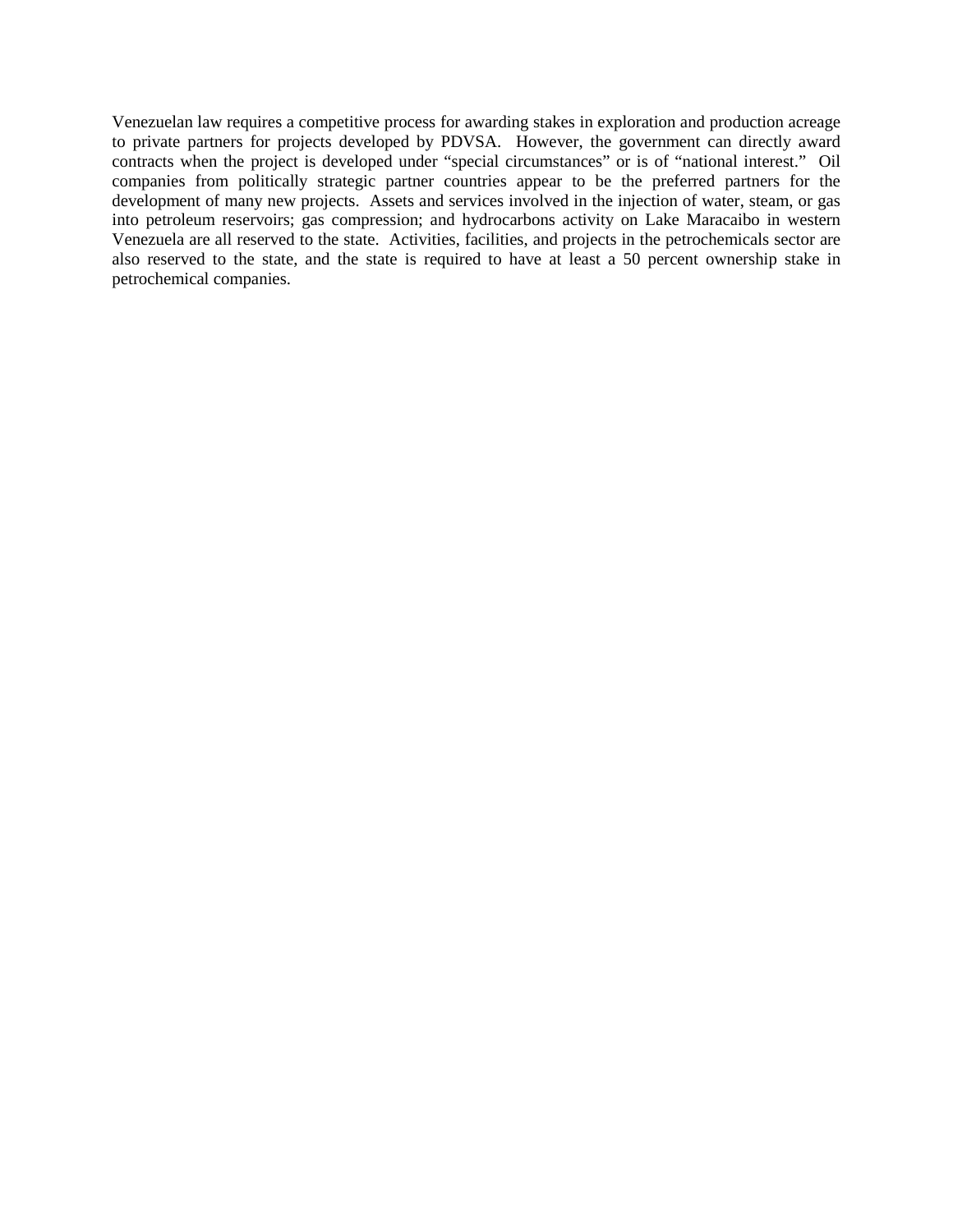Venezuelan law requires a competitive process for awarding stakes in exploration and production acreage to private partners for projects developed by PDVSA. However, the government can directly award contracts when the project is developed under "special circumstances" or is of "national interest." Oil companies from politically strategic partner countries appear to be the preferred partners for the development of many new projects. Assets and services involved in the injection of water, steam, or gas into petroleum reservoirs; gas compression; and hydrocarbons activity on Lake Maracaibo in western Venezuela are all reserved to the state. Activities, facilities, and projects in the petrochemicals sector are also reserved to the state, and the state is required to have at least a 50 percent ownership stake in petrochemical companies.